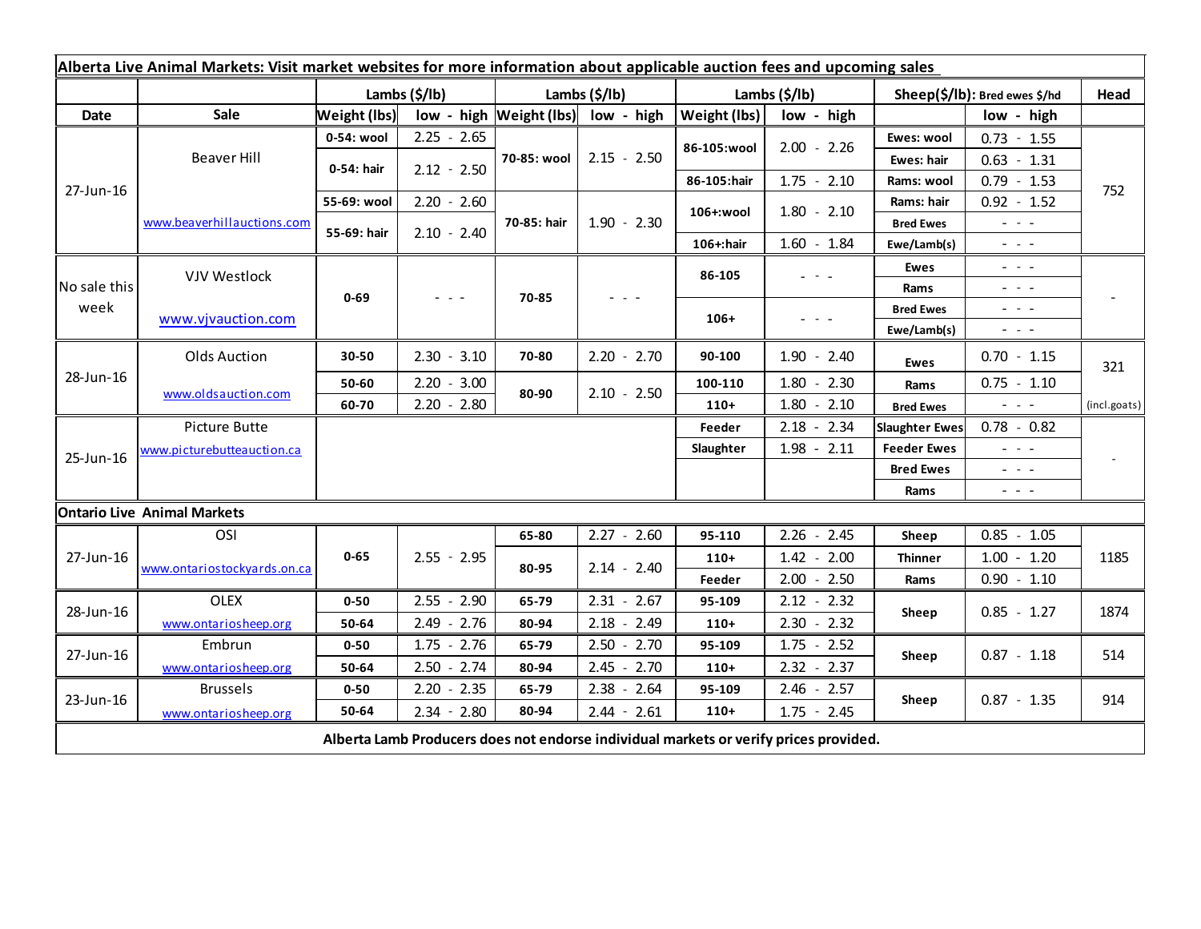| Alberta Live Animal Markets: Visit market websites for more information about applicable auction fees and upcoming sales | | | | | | | | | | |
|---|---|---|---|---|---|---|---|---|---|---|
| | | Lambs ($/lb) | | Lambs ($/lb) | | Lambs ($/lb) | | Sheep($/lb): Bred ewes $/hd | | Head |
| Date | Sale | Weight (lbs) | low - high | Weight (lbs) | low - high | Weight (lbs) | low - high | | low - high | |
| 27-Jun-16 | Beaver Hill www.beaverhillauctions.com | 0-54: wool | 2.25 - 2.65 | 70-85: wool | 2.15 - 2.50 | 86-105:wool | 2.00 - 2.26 | Ewes: wool | 0.73 - 1.55 | 752 |
| | | 0-54: hair | 2.12 - 2.50 | | | | | Ewes: hair | 0.63 - 1.31 | |
| | | | | | | 86-105:hair | 1.75 - 2.10 | Rams: wool | 0.79 - 1.53 | |
| | | 55-69: wool | 2.20 - 2.60 | 70-85: hair | 1.90 - 2.30 | 106+:wool | 1.80 - 2.10 | Rams: hair | 0.92 - 1.52 | |
| | | 55-69: hair | 2.10 - 2.40 | | | | | Bred Ewes | - - - | |
| | | | | | | 106+:hair | 1.60 - 1.84 | Ewe/Lamb(s) | - - - | |
| No sale this week | VJV Westlock www.vjvauction.com | 0-69 | - - - | 70-85 | - - - | 86-105 | - - - | Ewes | - - - | - |
| | | | | | | | | Rams | - - - | |
| | | | | | | 106+ | - - - | Bred Ewes | - - - | |
| | | | | | | | | Ewe/Lamb(s) | - - - | |
| 28-Jun-16 | Olds Auction www.oldsauction.com | 30-50 | 2.30 - 3.10 | 70-80 | 2.20 - 2.70 | 90-100 | 1.90 - 2.40 | Ewes | 0.70 - 1.15 | 321 (incl.goats) |
| | | 50-60 | 2.20 - 3.00 | 80-90 | 2.10 - 2.50 | 100-110 | 1.80 - 2.30 | Rams | 0.75 - 1.10 | |
| | | 60-70 | 2.20 - 2.80 | | | 110+ | 1.80 - 2.10 | Bred Ewes | - - - | |
| 25-Jun-16 | Picture Butte www.picturebutteauction.ca | | | | | Feeder | 2.18 - 2.34 | Slaughter Ewes | 0.78 - 0.82 | - |
| | | | | | | Slaughter | 1.98 - 2.11 | Feeder Ewes | - - - | |
| | | | | | | | | Bred Ewes | - - - | |
| | | | | | | | | Rams | - - - | |
| **Ontario Live Animal Markets** | | | | | | | | | | |
| 27-Jun-16 | OSI www.ontariostockyards.on.ca | 0-65 | 2.55 - 2.95 | 65-80 | 2.27 - 2.60 | 95-110 | 2.26 - 2.45 | Sheep | 0.85 - 1.05 | 1185 |
| | | | | 80-95 | 2.14 - 2.40 | 110+ | 1.42 - 2.00 | Thinner | 1.00 - 1.20 | |
| | | | | | | Feeder | 2.00 - 2.50 | Rams | 0.90 - 1.10 | |
| 28-Jun-16 | OLEX www.ontariosheep.org | 0-50 | 2.55 - 2.90 | 65-79 | 2.31 - 2.67 | 95-109 | 2.12 - 2.32 | Sheep | 0.85 - 1.27 | 1874 |
| | | 50-64 | 2.49 - 2.76 | 80-94 | 2.18 - 2.49 | 110+ | 2.30 - 2.32 | | | |
| 27-Jun-16 | Embrun www.ontariosheep.org | 0-50 | 1.75 - 2.76 | 65-79 | 2.50 - 2.70 | 95-109 | 1.75 - 2.52 | Sheep | 0.87 - 1.18 | 514 |
| | | 50-64 | 2.50 - 2.74 | 80-94 | 2.45 - 2.70 | 110+ | 2.32 - 2.37 | | | |
| 23-Jun-16 | Brussels www.ontariosheep.org | 0-50 | 2.20 - 2.35 | 65-79 | 2.38 - 2.64 | 95-109 | 2.46 - 2.57 | Sheep | 0.87 - 1.35 | 914 |
| | | 50-64 | 2.34 - 2.80 | 80-94 | 2.44 - 2.61 | 110+ | 1.75 - 2.45 | | | |

**Alberta Lamb Producers does not endorse individual markets or verify prices provided.**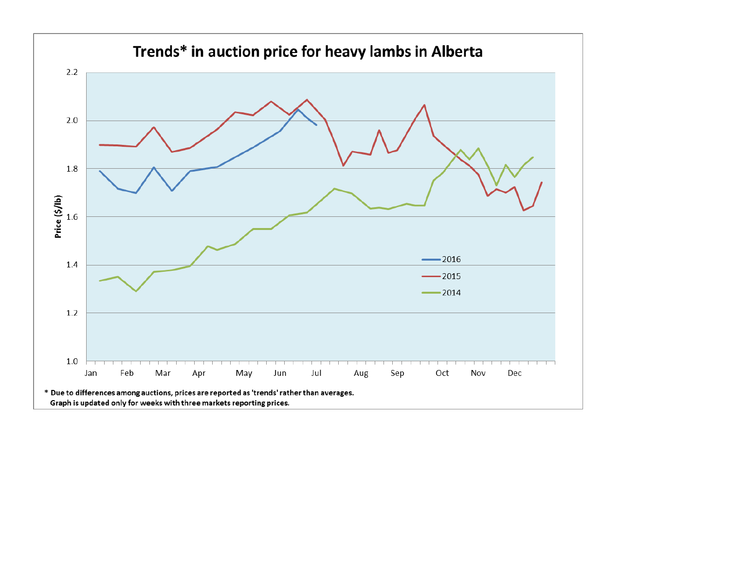# Trends* in auction price for heavy lambs in Alberta

Price ($/lb)

2.2
2.0
1.8
1.6
1.4
1.2
1.0

Jan Feb Mar Apr May Jun Jul Aug Sep Oct Nov Dec

2016
2015
2014

\* Due to differences among auctions, prices are reported as 'trends' rather than averages.
Graph is updated only for weeks with three markets reporting prices.